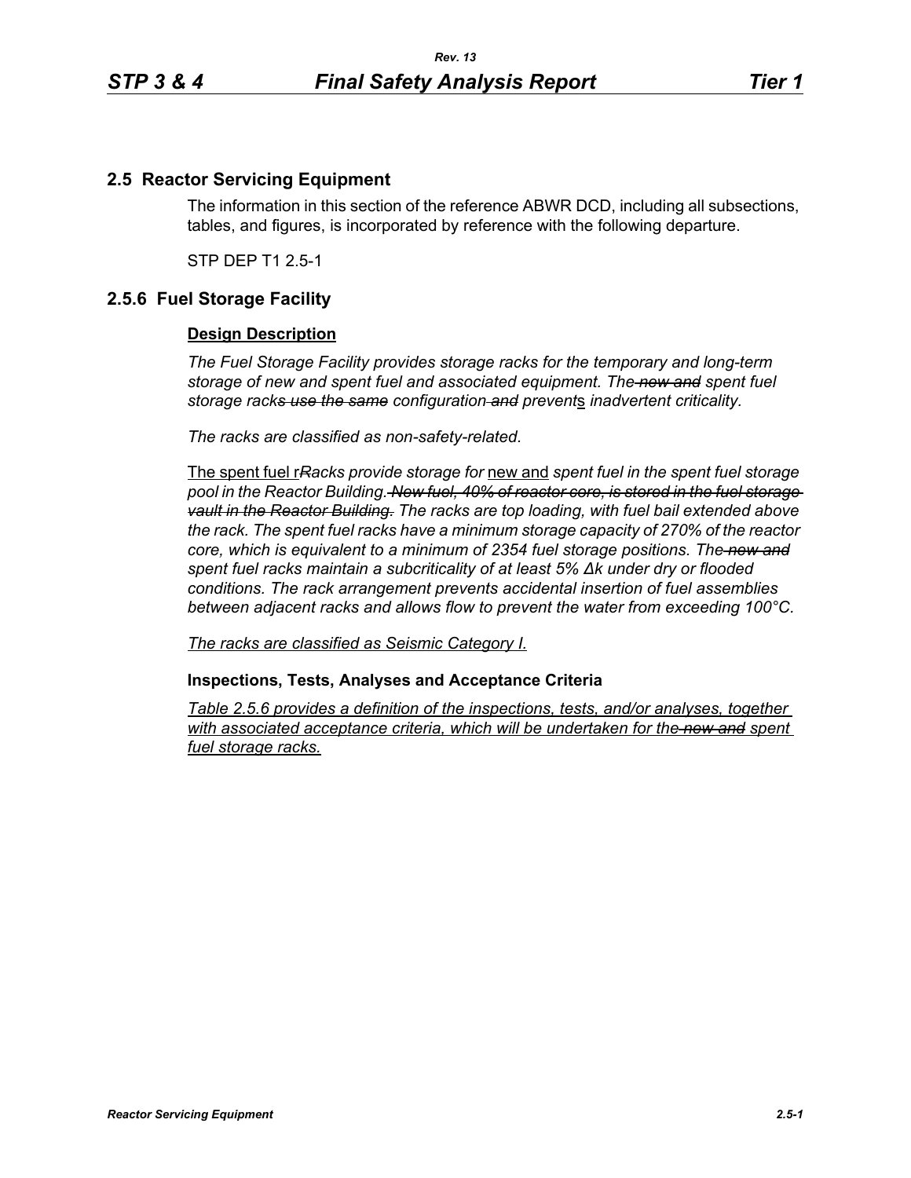## 2.5 Reactor Servicing Equipment

The information in this section of the reference ABWR DCD, including all subsections, tables, and figures, is incorporated by reference with the following departure.

STP DEP T1 2.5-1

## 2.5.6 Fuel Storage Facility

### Design Description

*The Fuel Storage Facility provides storage racks for the temporary and long-term storage of new and spent fuel and associated equipment. The ~~new and~~ spent fuel storage rack~~s use the same~~ configuration ~~and~~ prevent*s *inadvertent criticality.*

*The racks are classified as non-safety-related.*

The spent fuel r*~~R~~acks provide storage for* new and *spent fuel in the spent fuel storage pool in the Reactor Building. ~~New fuel, 40% of reactor core, is stored in the fuel storage vault in the Reactor Building.~~ The racks are top loading, with fuel bail extended above the rack. The spent fuel racks have a minimum storage capacity of 270% of the reactor core, which is equivalent to a minimum of 2354 fuel storage positions. The ~~new and~~ spent fuel racks maintain a subcriticality of at least 5% Δk under dry or flooded conditions. The rack arrangement prevents accidental insertion of fuel assemblies between adjacent racks and allows flow to prevent the water from exceeding 100°C.*

*The racks are classified as Seismic Category I.*

### Inspections, Tests, Analyses and Acceptance Criteria

*Table 2.5.6 provides a definition of the inspections, tests, and/or analyses, together with associated acceptance criteria, which will be undertaken for the ~~new and~~ spent fuel storage racks.*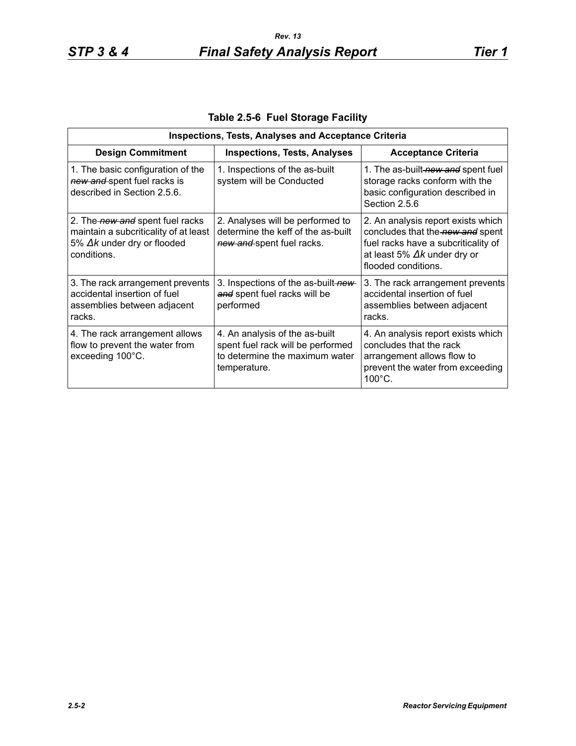**Table 2.5-6 Fuel Storage Facility**

| Inspections, Tests, Analyses and Acceptance Criteria | | |
|---|---|---|
| **Design Commitment** | **Inspections, Tests, Analyses** | **Acceptance Criteria** |
| 1. The basic configuration of the ~~*new and*~~ spent fuel racks is described in Section 2.5.6. | 1. Inspections of the as-built system will be Conducted | 1. The as-built ~~*new and*~~ spent fuel storage racks conform with the basic configuration described in Section 2.5.6 |
| 2. The ~~*new and*~~ spent fuel racks maintain a subcriticality of at least 5% $\Delta k$ under dry or flooded conditions. | 2. Analyses will be performed to determine the keff of the as-built ~~*new and*~~ spent fuel racks. | 2. An analysis report exists which concludes that the ~~*new and*~~ spent fuel racks have a subcriticality of at least 5% $\Delta k$ under dry or flooded conditions. |
| 3. The rack arrangement prevents accidental insertion of fuel assemblies between adjacent racks. | 3. Inspections of the as-built ~~*new and*~~ spent fuel racks will be performed | 3. The rack arrangement prevents accidental insertion of fuel assemblies between adjacent racks. |
| 4. The rack arrangement allows flow to prevent the water from exceeding 100°C. | 4. An analysis of the as-built spent fuel rack will be performed to determine the maximum water temperature. | 4. An analysis report exists which concludes that the rack arrangement allows flow to prevent the water from exceeding 100°C. |